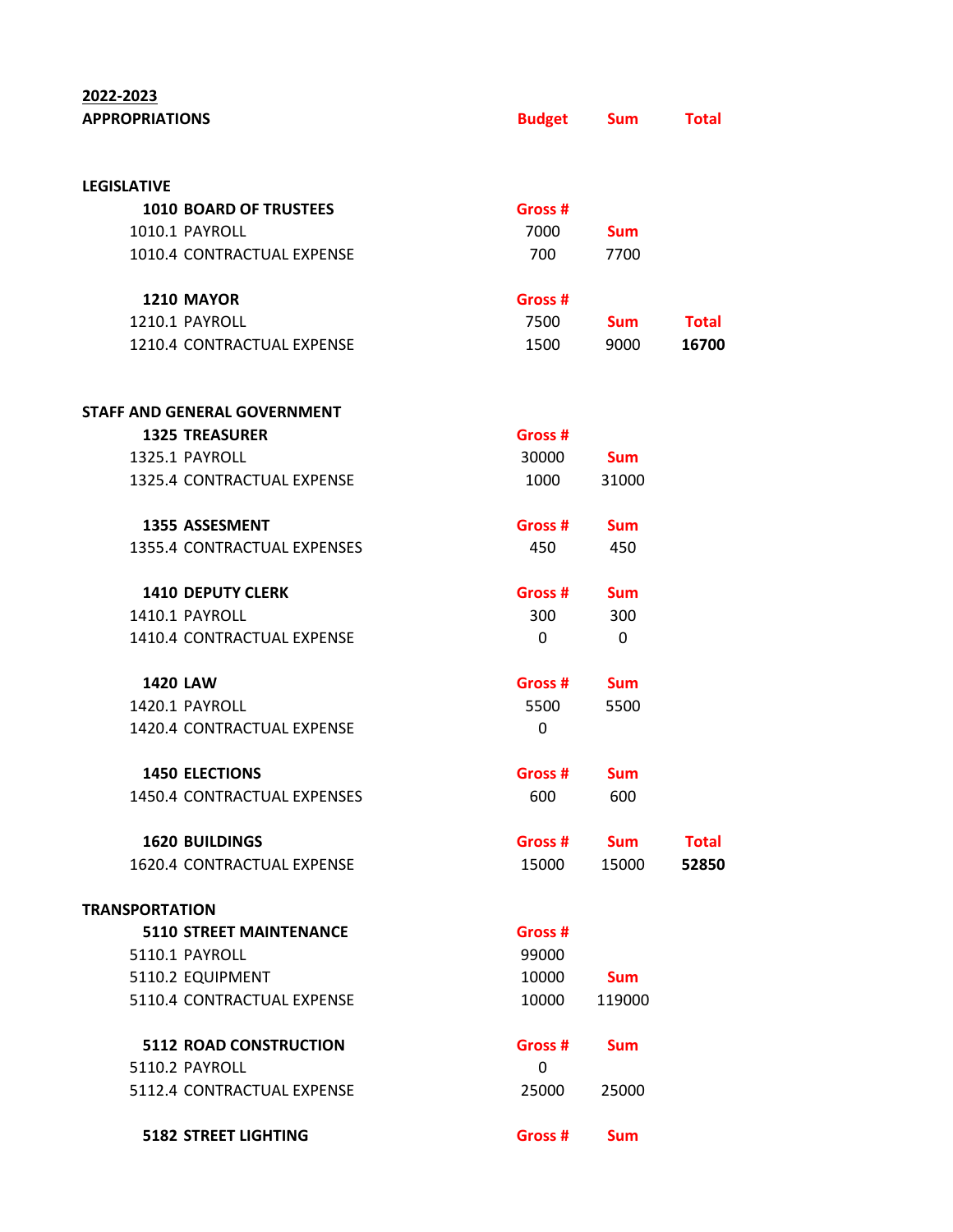**2022-2023**

| APPROPRIATIONS | Budget | Sum | Total |
|---|---|---|---|
| | | | |
| **LEGISLATIVE** | | | |
| **1010 BOARD OF TRUSTEES** | Gross # | | |
| 1010.1 PAYROLL | 7000 | Sum | |
| 1010.4 CONTRACTUAL EXPENSE | 700 | 7700 | |
| | | | |
| **1210 MAYOR** | Gross # | | |
| 1210.1 PAYROLL | 7500 | Sum | Total |
| 1210.4 CONTRACTUAL EXPENSE | 1500 | 9000 | **16700** |
| | | | |
| **STAFF AND GENERAL GOVERNMENT** | | | |
| **1325 TREASURER** | Gross # | | |
| 1325.1 PAYROLL | 30000 | Sum | |
| 1325.4 CONTRACTUAL EXPENSE | 1000 | 31000 | |
| | | | |
| **1355 ASSESMENT** | Gross # | Sum | |
| 1355.4 CONTRACTUAL EXPENSES | 450 | 450 | |
| | | | |
| **1410 DEPUTY CLERK** | Gross # | Sum | |
| 1410.1 PAYROLL | 300 | 300 | |
| 1410.4 CONTRACTUAL EXPENSE | 0 | 0 | |
| | | | |
| **1420 LAW** | Gross # | Sum | |
| 1420.1 PAYROLL | 5500 | 5500 | |
| 1420.4 CONTRACTUAL EXPENSE | 0 | | |
| | | | |
| **1450 ELECTIONS** | Gross # | Sum | |
| 1450.4 CONTRACTUAL EXPENSES | 600 | 600 | |
| | | | |
| **1620 BUILDINGS** | Gross # | Sum | Total |
| 1620.4 CONTRACTUAL EXPENSE | 15000 | 15000 | **52850** |
| | | | |
| **TRANSPORTATION** | | | |
| **5110 STREET MAINTENANCE** | Gross # | | |
| 5110.1 PAYROLL | 99000 | | |
| 5110.2 EQUIPMENT | 10000 | Sum | |
| 5110.4 CONTRACTUAL EXPENSE | 10000 | 119000 | |
| | | | |
| **5112 ROAD CONSTRUCTION** | Gross # | Sum | |
| 5110.2 PAYROLL | 0 | | |
| 5112.4 CONTRACTUAL EXPENSE | 25000 | 25000 | |
| | | | |
| **5182 STREET LIGHTING** | Gross # | Sum | |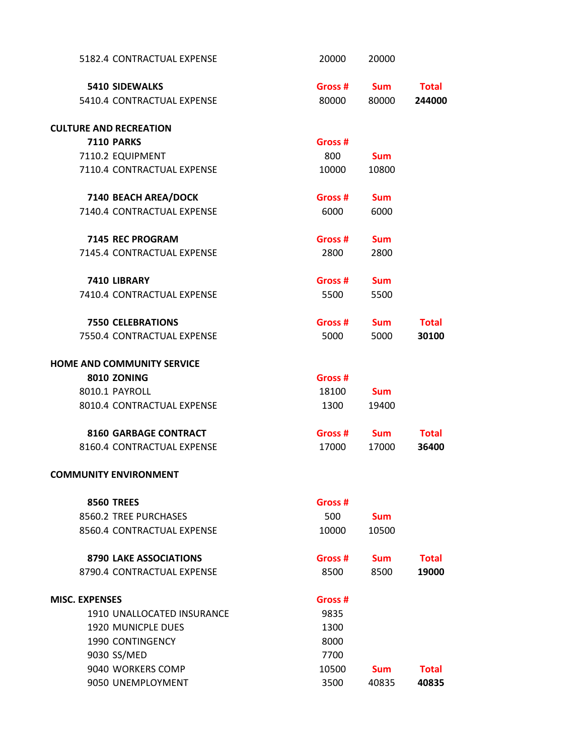| Account | Gross # | Sum | Total |
|---|---|---|---|
| 5182.4 CONTRACTUAL EXPENSE | 20000 | 20000 | |
| | | | |
| **5410 SIDEWALKS** | **Gross #** | **Sum** | **Total** |
| 5410.4 CONTRACTUAL EXPENSE | 80000 | 80000 | **244000** |
| | | | |
| **CULTURE AND RECREATION** | | | |
| **7110 PARKS** | **Gross #** | | |
| 7110.2 EQUIPMENT | 800 | **Sum** | |
| 7110.4 CONTRACTUAL EXPENSE | 10000 | 10800 | |
| | | | |
| **7140 BEACH AREA/DOCK** | **Gross #** | **Sum** | |
| 7140.4 CONTRACTUAL EXPENSE | 6000 | 6000 | |
| | | | |
| **7145 REC PROGRAM** | **Gross #** | **Sum** | |
| 7145.4 CONTRACTUAL EXPENSE | 2800 | 2800 | |
| | | | |
| **7410 LIBRARY** | **Gross #** | **Sum** | |
| 7410.4 CONTRACTUAL EXPENSE | 5500 | 5500 | |
| | | | |
| **7550 CELEBRATIONS** | **Gross #** | **Sum** | **Total** |
| 7550.4 CONTRACTUAL EXPENSE | 5000 | 5000 | **30100** |
| | | | |
| **HOME AND COMMUNITY SERVICE** | | | |
| **8010 ZONING** | **Gross #** | | |
| 8010.1 PAYROLL | 18100 | **Sum** | |
| 8010.4 CONTRACTUAL EXPENSE | 1300 | 19400 | |
| | | | |
| **8160 GARBAGE CONTRACT** | **Gross #** | **Sum** | **Total** |
| 8160.4 CONTRACTUAL EXPENSE | 17000 | 17000 | **36400** |
| | | | |
| **COMMUNITY ENVIRONMENT** | | | |
| | | | |
| **8560 TREES** | **Gross #** | | |
| 8560.2 TREE PURCHASES | 500 | **Sum** | |
| 8560.4 CONTRACTUAL EXPENSE | 10000 | 10500 | |
| | | | |
| **8790 LAKE ASSOCIATIONS** | **Gross #** | **Sum** | **Total** |
| 8790.4 CONTRACTUAL EXPENSE | 8500 | 8500 | **19000** |
| | | | |
| **MISC. EXPENSES** | **Gross #** | | |
| 1910 UNALLOCATED INSURANCE | 9835 | | |
| 1920 MUNICPLE DUES | 1300 | | |
| 1990 CONTINGENCY | 8000 | | |
| 9030 SS/MED | 7700 | | |
| 9040 WORKERS COMP | 10500 | **Sum** | **Total** |
| 9050 UNEMPLOYMENT | 3500 | 40835 | **40835** |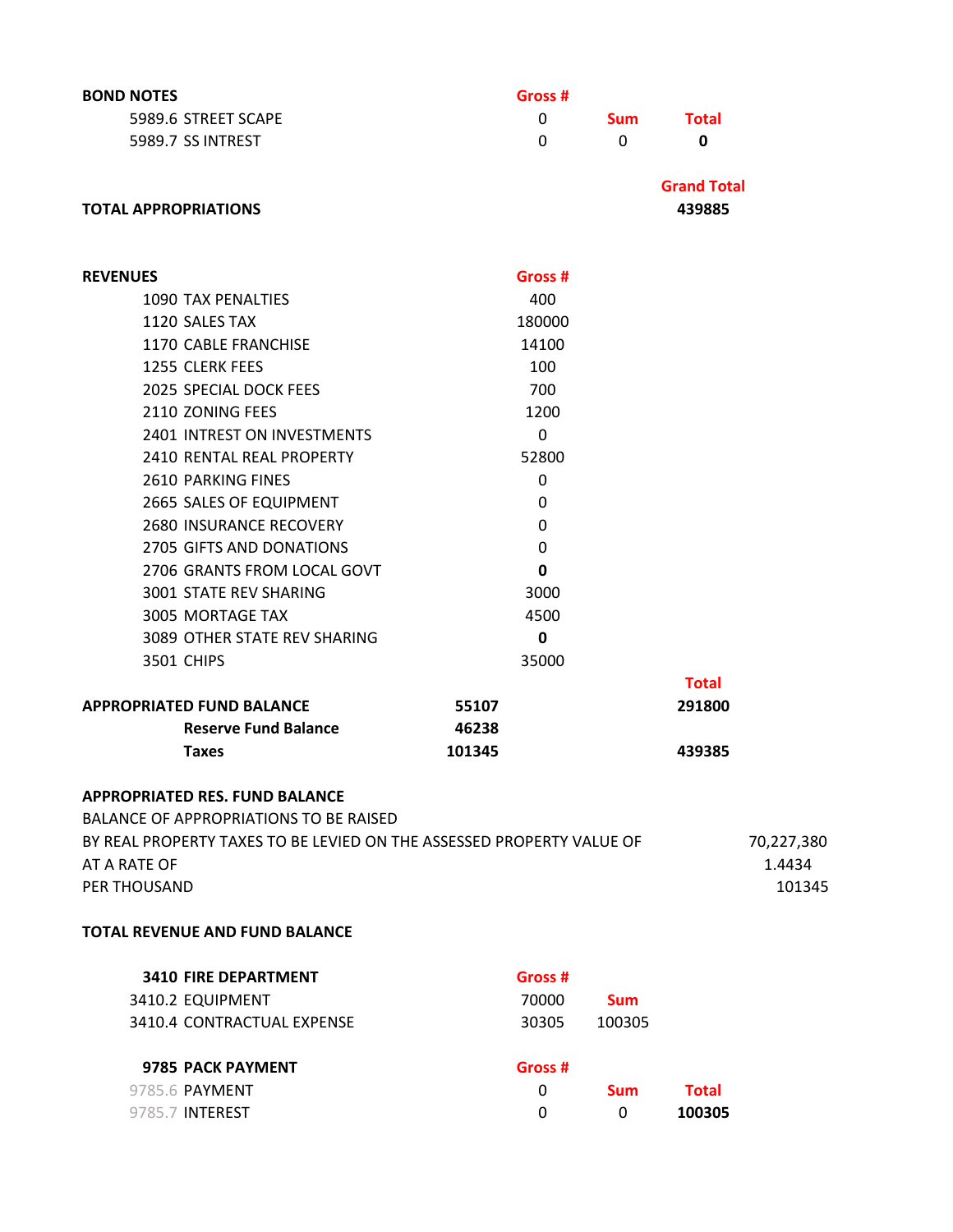| BOND NOTES | | Gross # | | |
|---|---|---|---|---|
| 5989.6 STREET SCAPE | | 0 | Sum | Total |
| 5989.7 SS INTREST | | 0 | 0 | **0** |

| | | | | Grand Total |
|---|---|---|---|---|
| **TOTAL APPROPRIATIONS** | | | | **439885** |

| REVENUES | | Gross # | | |
|---|---|---|---|---|
| 1090 TAX PENALTIES | | 400 | | |
| 1120 SALES TAX | | 180000 | | |
| 1170 CABLE FRANCHISE | | 14100 | | |
| 1255 CLERK FEES | | 100 | | |
| 2025 SPECIAL DOCK FEES | | 700 | | |
| 2110 ZONING FEES | | 1200 | | |
| 2401 INTREST ON INVESTMENTS | | 0 | | |
| 2410 RENTAL REAL PROPERTY | | 52800 | | |
| 2610 PARKING FINES | | 0 | | |
| 2665 SALES OF EQUIPMENT | | 0 | | |
| 2680 INSURANCE RECOVERY | | 0 | | |
| 2705 GIFTS AND DONATIONS | | 0 | | |
| 2706 GRANTS FROM LOCAL GOVT | | **0** | | |
| 3001 STATE REV SHARING | | 3000 | | |
| 3005 MORTAGE TAX | | 4500 | | |
| 3089 OTHER STATE REV SHARING | | **0** | | |
| 3501 CHIPS | | 35000 | | |
| | | | | Total |
| **APPROPRIATED FUND BALANCE** | **55107** | | | **291800** |
| **Reserve Fund Balance** | **46238** | | | |
| **Taxes** | **101345** | | | **439385** |

**APPROPRIATED RES. FUND BALANCE**

BALANCE OF APPROPRIATIONS TO BE RAISED

BY REAL PROPERTY TAXES TO BE LEVIED ON THE ASSESSED PROPERTY VALUE OF 70,227,380

AT A RATE OF 1.4434

PER THOUSAND 101345

**TOTAL REVENUE AND FUND BALANCE**

| **3410 FIRE DEPARTMENT** | Gross # | | |
|---|---|---|---|
| 3410.2 EQUIPMENT | 70000 | Sum | |
| 3410.4 CONTRACTUAL EXPENSE | 30305 | 100305 | |

| **9785 PACK PAYMENT** | Gross # | | |
|---|---|---|---|
| 9785.6 PAYMENT | 0 | Sum | Total |
| 9785.7 INTEREST | 0 | 0 | **100305** |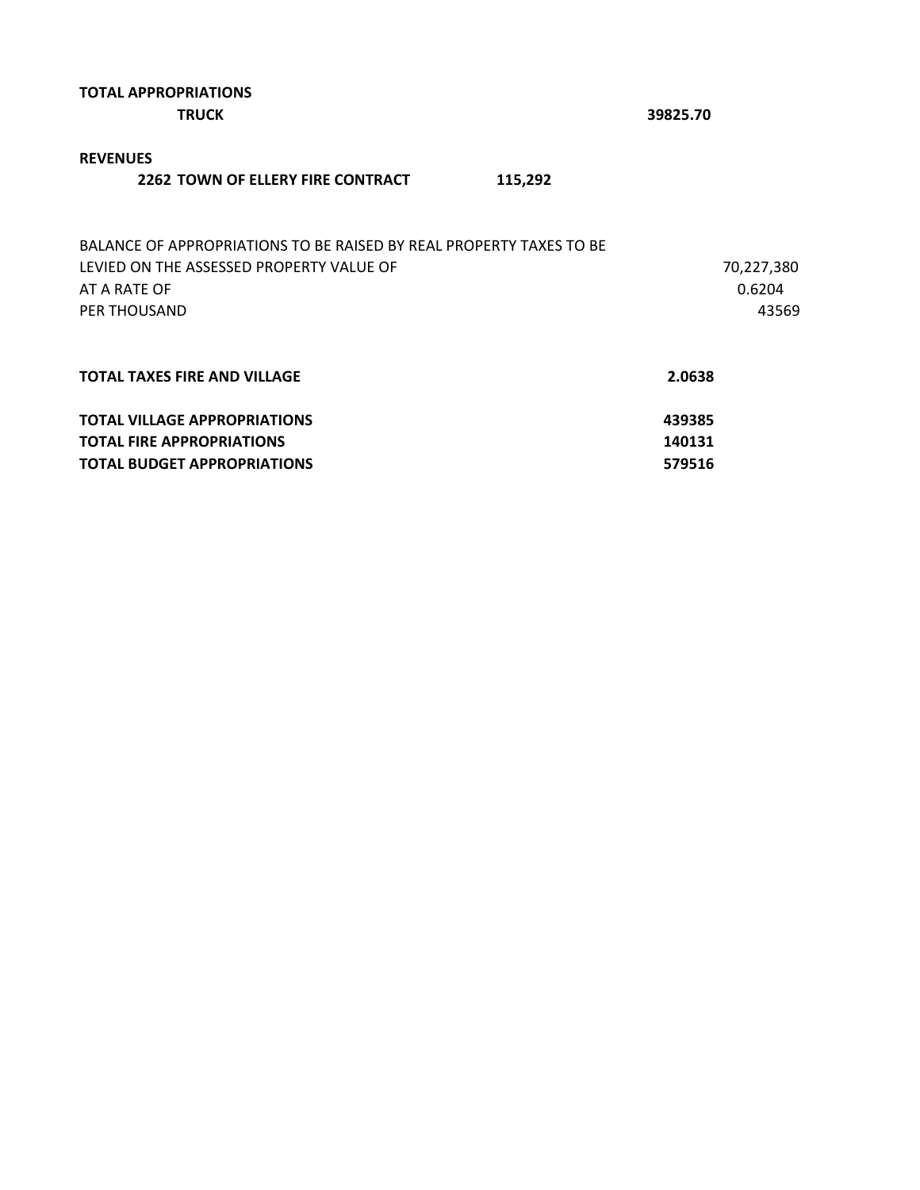**TOTAL APPROPRIATIONS**

| | | |
|---|---|---|
| **TRUCK** | | **39825.70** |

**REVENUES**

| | | |
|---|---|---|
| **2262 TOWN OF ELLERY FIRE CONTRACT** | **115,292** | |

| | |
|---|---|
| BALANCE OF APPROPRIATIONS TO BE RAISED BY REAL PROPERTY TAXES TO BE | |
| LEVIED ON THE ASSESSED PROPERTY VALUE OF | 70,227,380 |
| AT A RATE OF | 0.6204 |
| PER THOUSAND | 43569 |

| | |
|---|---|
| **TOTAL TAXES FIRE AND VILLAGE** | **2.0638** |
| **TOTAL VILLAGE APPROPRIATIONS** | **439385** |
| **TOTAL FIRE APPROPRIATIONS** | **140131** |
| **TOTAL BUDGET APPROPRIATIONS** | **579516** |